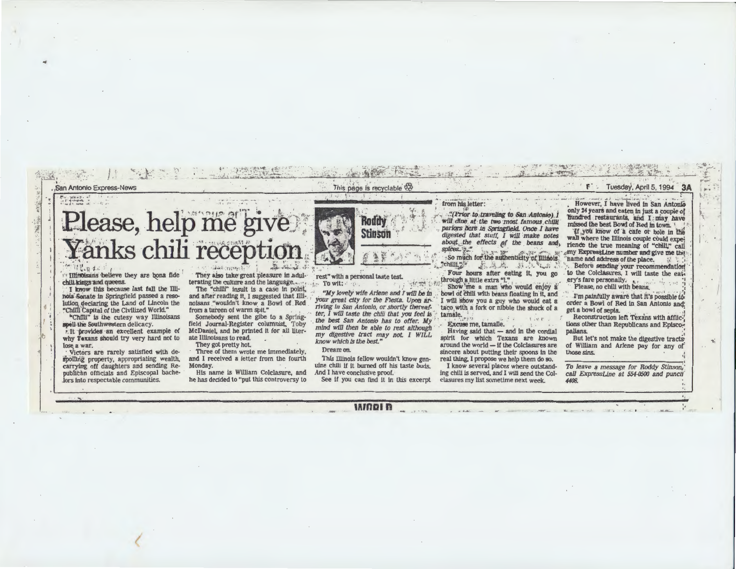San Antonio Express-News — Tuesday, April 5, 1994 — 3A

# Please, help me give Yanks chili reception

## Roddy Stinson

Illinoisans believe they are bona fide chili kings and queens.

I know this because last fall the Illinois Senate in Springfield passed a resolution declaring the Land of Lincoln the "Chilli Capital of the Civilized World."

"Chilli" is the cutesy way Illinoisans spell the Southwestern delicacy.

It provides an excellent example of why Texans should try very hard not to lose a war.

Victors are rarely satisfied with despoiling property, appropriating wealth, carrying off daughters and sending Republican officials and Episcopal bachelors into respectable communities.

They also take great pleasure in adulterating the culture and the language.

The "chilli" insult is a case in point, and after reading it, I suggested that Illinoisans "wouldn't know a Bowl of Red from a tureen of warm spit."

Somebody sent the gibe to a Springfield Journal-Register columnist, Toby McDaniel, and he printed it for all literate Illinoisans to read.

They got pretty hot.

Three of them wrote me immediately, and I received a letter from the fourth Monday.

His name is William Colclasure, and he has decided to "put this controversy to rest" with a personal taste test.

To wit:

*"My lovely wife Arlene and I will be in your great city for the Fiesta. Upon arriving in San Antonio, or shortly thereafter, I will taste the chili that you feel is the best San Antonio has to offer. My mind will then be able to rest although my digestive tract may not. I WILL know which is the best."*

Dream on.

This Illinois fellow wouldn't know genuine chili if it burned off his taste buds. And I have conclusive proof.

See if you can find it in this excerpt from his letter:

*"(Prior to traveling to San Antonio) I will dine at the two most famous chilli parlors here in Springfield. Once I have digested that stuff, I will make notes about the effects of the beans and spices..."*

So much for the authenticity of Illinois "chilli."

Four hours after eating it, you go through a little extra "l."

Show me a man who would enjoy a bowl of chili with beans floating in it, and I will show you a guy who would eat a taco with a fork or nibble the shuck of a tamale.

Excuse me, tamalle.

Having said that — and in the cordial spirit for which Texans are known around the world — if the Colclasures are sincere about putting their spoons in the real thing, I propose we help them do so.

I know several places where outstanding chili is served, and I will send the Colclasures my list sometime next week.

However, I have lived in San Antonio only 24 years and eaten in just a couple of hundred restaurants, and I may have missed the best Bowl of Red in town.

If you know of a cafe or hole in the wall where the Illinois couple could experience the true meaning of "chili," call my ExpressLine number and give me the name and address of the place.

Before sending your recommendation to the Colclasures, I will taste the eatery's fare personally.

Please, no chili with beans.

I'm painfully aware that it's possible to order a Bowl of Red in San Antonio and get a bowl of sepia.

Reconstruction left Texans with afflictions other than Republicans and Episcopalians.

But let's not make the digestive tracts of William and Arlene pay for any of those sins.

*To leave a message for Roddy Stinson, call ExpressLine at 554-0500 and punch 4408.*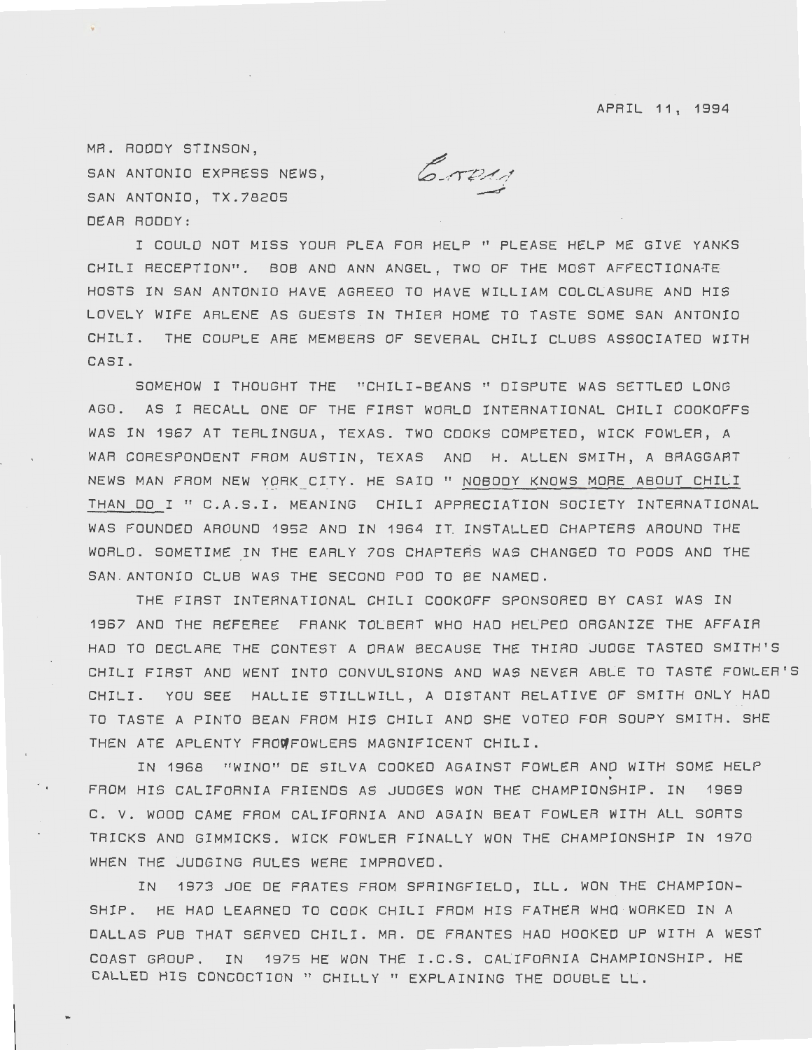APRIL 11, 1994

MR. RODDY STINSON,
SAN ANTONIO EXPRESS NEWS,
SAN ANTONIO, TX.78205
DEAR RODDY:

Copy

I COULD NOT MISS YOUR PLEA FOR HELP " PLEASE HELP ME GIVE YANKS CHILI RECEPTION". BOB AND ANN ANGEL, TWO OF THE MOST AFFECTIONATE HOSTS IN SAN ANTONIO HAVE AGREED TO HAVE WILLIAM COLCLASURE AND HIS LOVELY WIFE ARLENE AS GUESTS IN THIER HOME TO TASTE SOME SAN ANTONIO CHILI. THE COUPLE ARE MEMBERS OF SEVERAL CHILI CLUBS ASSOCIATED WITH CASI.

SOMEHOW I THOUGHT THE "CHILI-BEANS " DISPUTE WAS SETTLED LONG AGO. AS I RECALL ONE OF THE FIRST WORLD INTERNATIONAL CHILI COOKOFFS WAS IN 1967 AT TERLINGUA, TEXAS. TWO COOKS COMPETED, WICK FOWLER, A WAR CORESPONDENT FROM AUSTIN, TEXAS AND H. ALLEN SMITH, A BRAGGART NEWS MAN FROM NEW YORK CITY. HE SAID " <u>NOBODY KNOWS MORE ABOUT CHILI THAN DO I</u> " C.A.S.I. MEANING CHILI APPRECIATION SOCIETY INTERNATIONAL WAS FOUNDED AROUND 1952 AND IN 1964 IT INSTALLED CHAPTERS AROUND THE WORLD. SOMETIME IN THE EARLY 70S CHAPTERS WAS CHANGED TO PODS AND THE SAN ANTONIO CLUB WAS THE SECOND POD TO BE NAMED.

THE FIRST INTERNATIONAL CHILI COOKOFF SPONSORED BY CASI WAS IN 1967 AND THE REFEREE FRANK TOLBERT WHO HAD HELPED ORGANIZE THE AFFAIR HAD TO DECLARE THE CONTEST A DRAW BECAUSE THE THIRD JUDGE TASTED SMITH'S CHILI FIRST AND WENT INTO CONVULSIONS AND WAS NEVER ABLE TO TASTE FOWLER'S CHILI. YOU SEE HALLIE STILLWILL, A DISTANT RELATIVE OF SMITH ONLY HAD TO TASTE A PINTO BEAN FROM HIS CHILI AND SHE VOTED FOR SOUPY SMITH. SHE THEN ATE APLENTY FROM FOWLERS MAGNIFICENT CHILI.

IN 1968 "WINO" DE SILVA COOKED AGAINST FOWLER AND WITH SOME HELP FROM HIS CALIFORNIA FRIENDS AS JUDGES WON THE CHAMPIONSHIP. IN 1969 C. V. WOOD CAME FROM CALIFORNIA AND AGAIN BEAT FOWLER WITH ALL SORTS TRICKS AND GIMMICKS. WICK FOWLER FINALLY WON THE CHAMPIONSHIP IN 1970 WHEN THE JUDGING RULES WERE IMPROVED.

IN 1973 JOE DE FRATES FROM SPRINGFIELD, ILL. WON THE CHAMPIONSHIP. HE HAD LEARNED TO COOK CHILI FROM HIS FATHER WHO WORKED IN A DALLAS PUB THAT SERVED CHILI. MR. DE FRANTES HAD HOOKED UP WITH A WEST COAST GROUP. IN 1975 HE WON THE I.C.S. CALIFORNIA CHAMPIONSHIP. HE CALLED HIS CONCOCTION " CHILLY " EXPLAINING THE DOUBLE LL.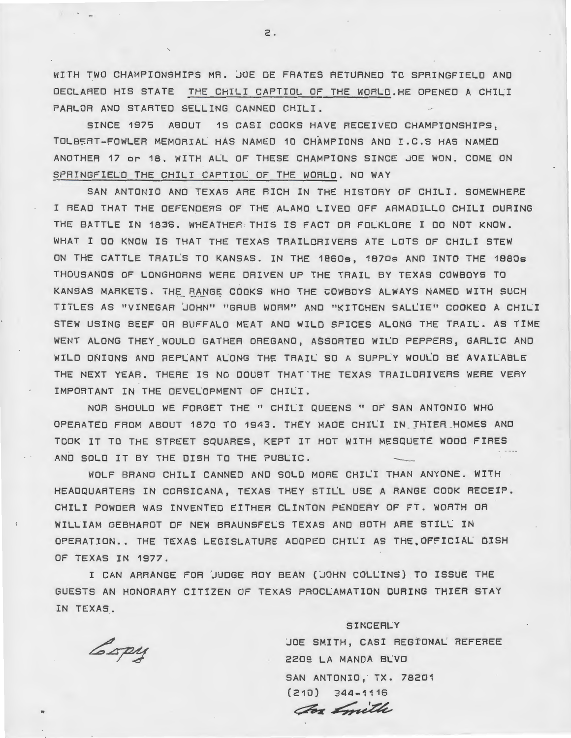WITH TWO CHAMPIONSHIPS MR. JOE DE FRATES RETURNED TO SPRINGFIELD AND DECLARED HIS STATE THE CHILI CAPTIOL OF THE WORLD.HE OPENED A CHILI PARLOR AND STARTED SELLING CANNED CHILI.

SINCE 1975 ABOUT 19 CASI COOKS HAVE RECEIVED CHAMPIONSHIPS, TOLBERT-FOWLER MEMORIAL HAS NAMED 10 CHAMPIONS AND I.C.S HAS NAMED ANOTHER 17 or 18. WITH ALL OF THESE CHAMPIONS SINCE JOE WON. COME ON SPRINGFIELD THE CHILI CAPTIOL OF THE WORLD. NO WAY

SAN ANTONIO AND TEXAS ARE RICH IN THE HISTORY OF CHILI. SOMEWHERE I READ THAT THE DEFENDERS OF THE ALAMO LIVED OFF ARMADILLO CHILI DURING THE BATTLE IN 1836. WHEATHER THIS IS FACT OR FOLKLORE I DO NOT KNOW. WHAT I DO KNOW IS THAT THE TEXAS TRAILDRIVERS ATE LOTS OF CHILI STEW ON THE CATTLE TRAILS TO KANSAS. IN THE 1860s, 1870s AND INTO THE 1880s THOUSANDS OF LONGHORNS WERE DRIVEN UP THE TRAIL BY TEXAS COWBOYS TO KANSAS MARKETS. THE RANGE COOKS WHO THE COWBOYS ALWAYS NAMED WITH SUCH TITLES AS "VINEGAR JOHN" "GRUB WORM" AND "KITCHEN SALLIE" COOKED A CHILI STEW USING BEEF OR BUFFALO MEAT AND WILD SPICES ALONG THE TRAIL. AS TIME WENT ALONG THEY WOULD GATHER OREGANO, ASSORTED WILD PEPPERS, GARLIC AND WILD ONIONS AND REPLANT ALONG THE TRAIL SO A SUPPLY WOULD BE AVAILABLE THE NEXT YEAR. THERE IS NO DOUBT THAT THE TEXAS TRAILDRIVERS WERE VERY IMPORTANT IN THE DEVELOPMENT OF CHILI.

NOR SHOULD WE FORGET THE " CHILI QUEENS " OF SAN ANTONIO WHO OPERATED FROM ABOUT 1870 TO 1943. THEY MADE CHILI IN THIER HOMES AND TOOK IT TO THE STREET SQUARES, KEPT IT HOT WITH MESQUETE WOOD FIRES AND SOLD IT BY THE DISH TO THE PUBLIC.

WOLF BRAND CHILI CANNED AND SOLD MORE CHILI THAN ANYONE. WITH HEADQUARTERS IN CORSICANA, TEXAS THEY STILL USE A RANGE COOK RECEIP. CHILI POWDER WAS INVENTED EITHER CLINTON PENDERY OF FT. WORTH OR WILLIAM GEBHARDT OF NEW BRAUNSFELS TEXAS AND BOTH ARE STILL IN OPERATION.. THE TEXAS LEGISLATURE ADOPED CHILI AS THE OFFICIAL DISH OF TEXAS IN 1977.

I CAN ARRANGE FOR JUDGE ROY BEAN (JOHN COLLINS) TO ISSUE THE GUESTS AN HONORARY CITIZEN OF TEXAS PROCLAMATION DURING THIER STAY IN TEXAS.

SINCERLY

Copy

JOE SMITH, CASI REGIONAL REFEREE
2209 LA MANDA BLVD
SAN ANTONIO, TX. 78201
(210) 344-1116

Joe Smith